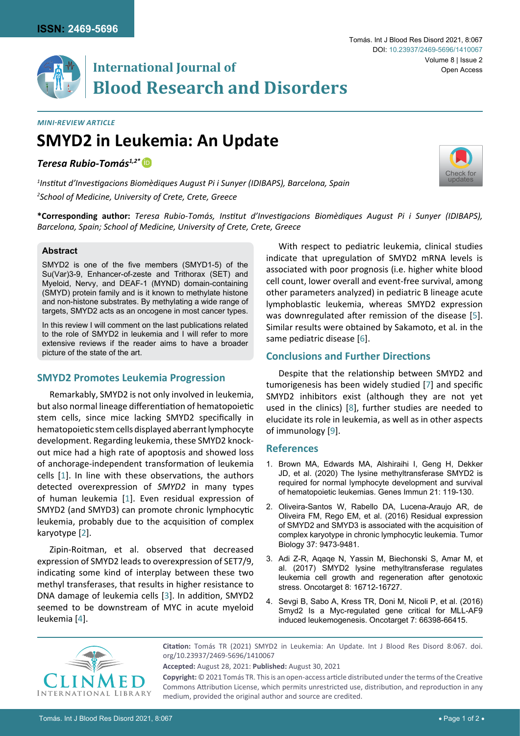*MINI-REVIEW ARTICLE*

# SMYD2 in Leukemia: An Update

***Teresa Rubio-Tomás[1,2*]***

[1]*Institut d'Investigacions Biomèdiques August Pi i Sunyer (IDIBAPS), Barcelona, Spain*

[2]*School of Medicine, University of Crete, Crete, Greece*

**\*Corresponding author:** *Teresa Rubio-Tomás, Institut d'Investigacions Biomèdiques August Pi i Sunyer (IDIBAPS), Barcelona, Spain; School of Medicine, University of Crete, Crete, Greece*

### Abstract

SMYD2 is one of the five members (SMYD1-5) of the Su(Var)3-9, Enhancer-of-zeste and Trithorax (SET) and Myeloid, Nervy, and DEAF-1 (MYND) domain-containing (SMYD) protein family and is it known to methylate histone and non-histone substrates. By methylating a wide range of targets, SMYD2 acts as an oncogene in most cancer types.

In this review I will comment on the last publications related to the role of SMYD2 in leukemia and I will refer to more extensive reviews if the reader aims to have a broader picture of the state of the art.

## SMYD2 Promotes Leukemia Progression

Remarkably, SMYD2 is not only involved in leukemia, but also normal lineage differentiation of hematopoietic stem cells, since mice lacking SMYD2 specifically in hematopoietic stem cells displayed aberrant lymphocyte development. Regarding leukemia, these SMYD2 knock-out mice had a high rate of apoptosis and showed loss of anchorage-independent transformation of leukemia cells [1]. In line with these observations, the authors detected overexpression of *SMYD2* in many types of human leukemia [1]. Even residual expression of SMYD2 (and SMYD3) can promote chronic lymphocytic leukemia, probably due to the acquisition of complex karyotype [2].

Zipin-Roitman, et al. observed that decreased expression of SMYD2 leads to overexpression of SET7/9, indicating some kind of interplay between these two methyl transferases, that results in higher resistance to DNA damage of leukemia cells [3]. In addition, SMYD2 seemed to be downstream of MYC in acute myeloid leukemia [4].

With respect to pediatric leukemia, clinical studies indicate that upregulation of SMYD2 mRNA levels is associated with poor prognosis (i.e. higher white blood cell count, lower overall and event-free survival, among other parameters analyzed) in pediatric B lineage acute lymphoblastic leukemia, whereas SMYD2 expression was downregulated after remission of the disease [5]. Similar results were obtained by Sakamoto, et al. in the same pediatric disease [6].

## Conclusions and Further Directions

Despite that the relationship between SMYD2 and tumorigenesis has been widely studied [7] and specific SMYD2 inhibitors exist (although they are not yet used in the clinics) [8], further studies are needed to elucidate its role in leukemia, as well as in other aspects of immunology [9].

## References

1. Brown MA, Edwards MA, Alshiraihi I, Geng H, Dekker JD, et al. (2020) The lysine methyltransferase SMYD2 is required for normal lymphocyte development and survival of hematopoietic leukemias. Genes Immun 21: 119-130.
2. Oliveira-Santos W, Rabello DA, Lucena-Araujo AR, de Oliveira FM, Rego EM, et al. (2016) Residual expression of SMYD2 and SMYD3 is associated with the acquisition of complex karyotype in chronic lymphocytic leukemia. Tumor Biology 37: 9473-9481.
3. Adi Z-R, Aqaqe N, Yassin M, Biechonski S, Amar M, et al. (2017) SMYD2 lysine methyltransferase regulates leukemia cell growth and regeneration after genotoxic stress. Oncotarget 8: 16712-16727.
4. Sevgi B, Sabo A, Kress TR, Doni M, Nicoli P, et al. (2016) Smyd2 Is a Myc-regulated gene critical for MLL-AF9 induced leukemogenesis. Oncotarget 7: 66398-66415.

**Citation:** Tomás TR (2021) SMYD2 in Leukemia: An Update. Int J Blood Res Disord 8:067. doi.org/10.23937/2469-5696/1410067

**Accepted:** August 28, 2021: **Published:** August 30, 2021

**Copyright:** © 2021 Tomás TR. This is an open-access article distributed under the terms of the Creative Commons Attribution License, which permits unrestricted use, distribution, and reproduction in any medium, provided the original author and source are credited.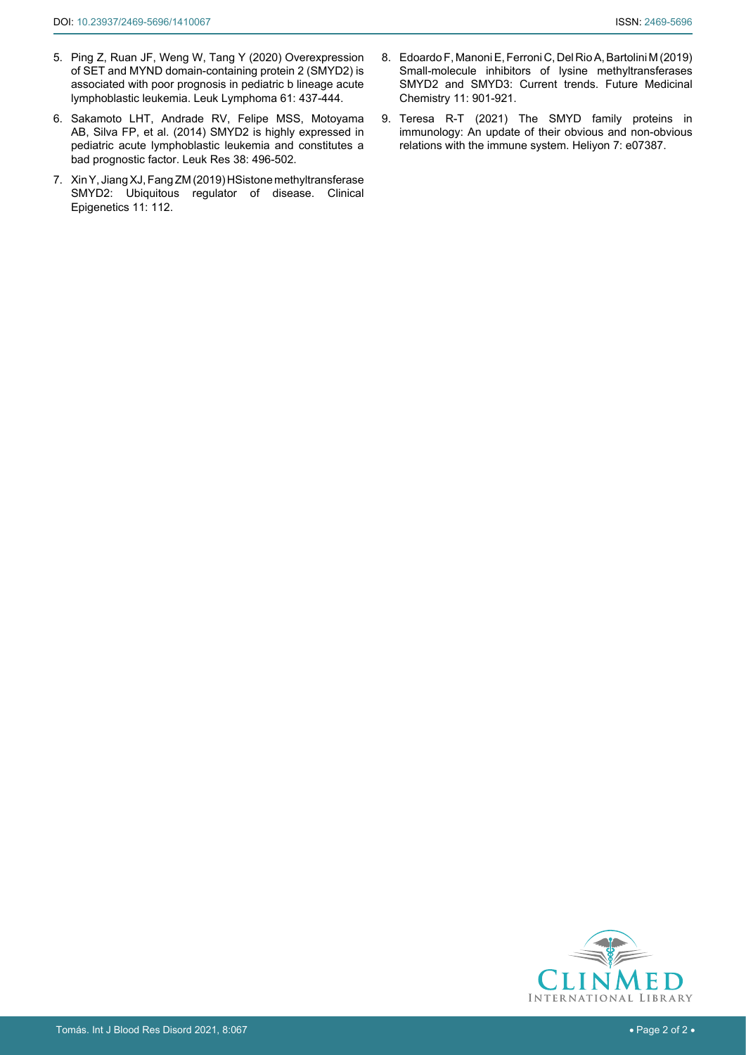5. Ping Z, Ruan JF, Weng W, Tang Y (2020) Overexpression of SET and MYND domain-containing protein 2 (SMYD2) is associated with poor prognosis in pediatric b lineage acute lymphoblastic leukemia. Leuk Lymphoma 61: 437-444.
6. Sakamoto LHT, Andrade RV, Felipe MSS, Motoyama AB, Silva FP, et al. (2014) SMYD2 is highly expressed in pediatric acute lymphoblastic leukemia and constitutes a bad prognostic factor. Leuk Res 38: 496-502.
7. Xin Y, Jiang XJ, Fang ZM (2019) HSistone methyltransferase SMYD2: Ubiquitous regulator of disease. Clinical Epigenetics 11: 112.
8. Edoardo F, Manoni E, Ferroni C, Del Rio A, Bartolini M (2019) Small-molecule inhibitors of lysine methyltransferases SMYD2 and SMYD3: Current trends. Future Medicinal Chemistry 11: 901-921.
9. Teresa R-T (2021) The SMYD family proteins in immunology: An update of their obvious and non-obvious relations with the immune system. Heliyon 7: e07387.